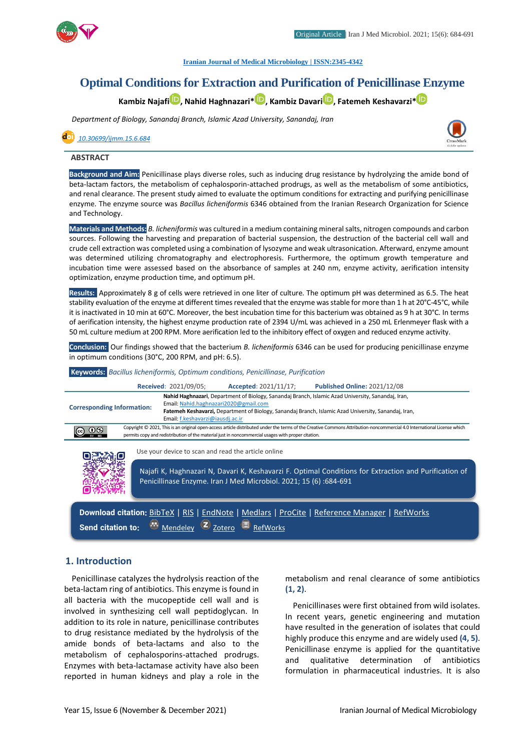Iranian Journal of Medical Microbiology | ISSN:2345-4342

# Optimal Conditions for Extraction and Purification of Penicillinase Enzyme

**Kambiz Najafi, Nahid Haghnazari*, Kambiz Davari, Fateme Keshavarzi***

*Department of Biology, Sanandaj Branch, Islamic Azad University, Sanandaj, Iran*

10.30699/ijmm.15.6.684

## ABSTRACT

**Background and Aim:** Penicillinase plays diverse roles, such as inducing drug resistance by hydrolyzing the amide bond of beta-lactam factors, the metabolism of cephalosporin-attached prodrugs, as well as the metabolism of some antibiotics, and renal clearance. The present study aimed to evaluate the optimum conditions for extracting and purifying penicillinase enzyme. The enzyme source was *Bacillus licheniformis* 6346 obtained from the Iranian Research Organization for Science and Technology.

**Materials and Methods:** *B. licheniformis* was cultured in a medium containing mineral salts, nitrogen compounds and carbon sources. Following the harvesting and preparation of bacterial suspension, the destruction of the bacterial cell wall and crude cell extraction was completed using a combination of lysozyme and weak ultrasonication. Afterward, enzyme amount was determined utilizing chromatography and electrophoresis. Furthermore, the optimum growth temperature and incubation time were assessed based on the absorbance of samples at 240 nm, enzyme activity, aerification intensity optimization, enzyme production time, and optimum pH.

**Results:** Approximately 8 g of cells were retrieved in one liter of culture. The optimum pH was determined as 6.5. The heat stability evaluation of the enzyme at different times revealed that the enzyme was stable for more than 1 h at 20°C-45°C, while it is inactivated in 10 min at 60°C. Moreover, the best incubation time for this bacterium was obtained as 9 h at 30°C. In terms of aerification intensity, the highest enzyme production rate of 2394 U/mL was achieved in a 250 mL Erlenmeyer flask with a 50 mL culture medium at 200 RPM. More aerification led to the inhibitory effect of oxygen and reduced enzyme activity.

**Conclusion:** Our findings showed that the bacterium *B. licheniformis* 6346 can be used for producing penicillinase enzyme in optimum conditions (30°C, 200 RPM, and pH: 6.5).

**Keywords:** *Bacillus licheniformis, Optimum conditions, Penicillinase, Purification*

**Received**: 2021/09/05; **Accepted**: 2021/11/17; **Published Online:** 2021/12/08

**Corresponding Information:**
**Nahid Haghnazari**, Department of Biology, Sanandaj Branch, Islamic Azad University, Sanandaj, Iran,
Email: Nahid.haghnazari2020@gmail.com
**Fatemeh Keshavarzi,** Department of Biology, Sanandaj Branch, Islamic Azad University, Sanandaj, Iran,
Email: f.keshavarzi@iausdj.ac.ir

Copyright © 2021, This is an original open-access article distributed under the terms of the Creative Commons Attribution-noncommercial 4.0 International License which permits copy and redistribution of the material just in noncommercial usages with proper citation.

Use your device to scan and read the article online

Najafi K, Haghnazari N, Davari K, Keshavarzi F. Optimal Conditions for Extraction and Purification of Penicillinase Enzyme. Iran J Med Microbiol. 2021; 15 (6) :684-691

**Download citation:** BibTeX | RIS | EndNote | Medlars | ProCite | Reference Manager | RefWorks
**Send citation to:** Mendeley | Zotero | RefWorks

## 1. Introduction

Penicillinase catalyzes the hydrolysis reaction of the beta-lactam ring of antibiotics. This enzyme is found in all bacteria with the mucopeptide cell wall and is involved in synthesizing cell wall peptidoglycan. In addition to its role in nature, penicillinase contributes to drug resistance mediated by the hydrolysis of the amide bonds of beta-lactams and also to the metabolism of cephalosporins-attached prodrugs. Enzymes with beta-lactamase activity have also been reported in human kidneys and play a role in the metabolism and renal clearance of some antibiotics **(1, 2)**.

Penicillinases were first obtained from wild isolates. In recent years, genetic engineering and mutation have resulted in the generation of isolates that could highly produce this enzyme and are widely used **(4, 5)**. Penicillinase enzyme is applied for the quantitative and qualitative determination of antibiotics formulation in pharmaceutical industries. It is also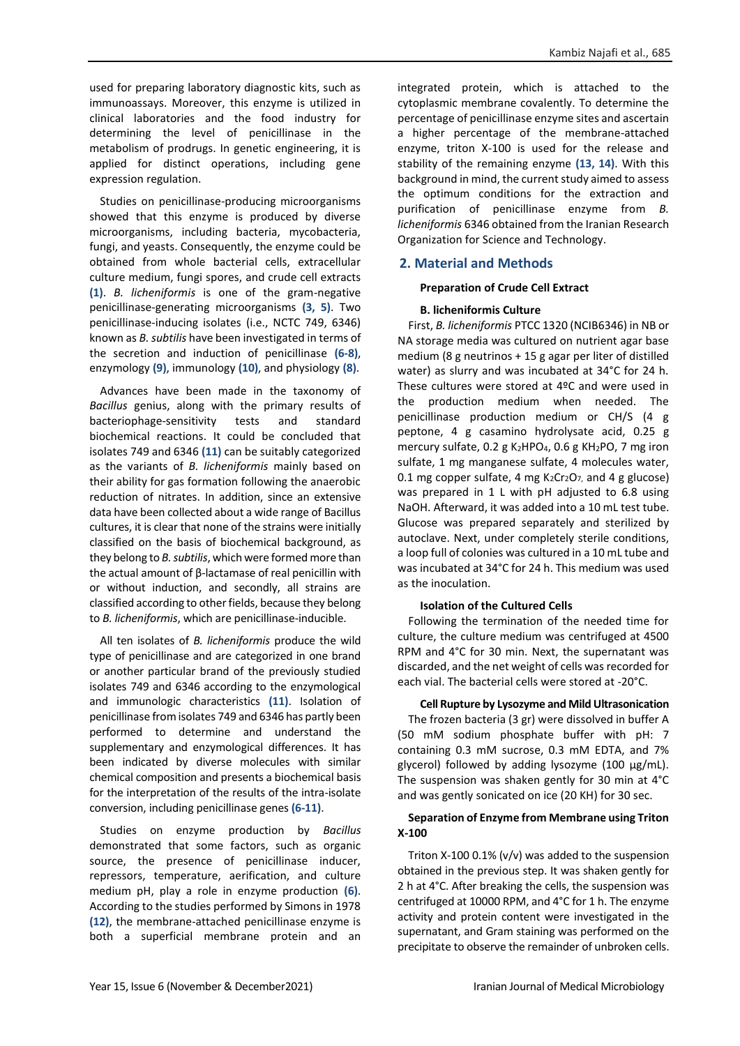used for preparing laboratory diagnostic kits, such as immunoassays. Moreover, this enzyme is utilized in clinical laboratories and the food industry for determining the level of penicillinase in the metabolism of prodrugs. In genetic engineering, it is applied for distinct operations, including gene expression regulation.

Studies on penicillinase-producing microorganisms showed that this enzyme is produced by diverse microorganisms, including bacteria, mycobacteria, fungi, and yeasts. Consequently, the enzyme could be obtained from whole bacterial cells, extracellular culture medium, fungi spores, and crude cell extracts **(1)**. *B. licheniformis* is one of the gram-negative penicillinase-generating microorganisms **(3, 5)**. Two penicillinase-inducing isolates (i.e., NCTC 749, 6346) known as *B. subtilis* have been investigated in terms of the secretion and induction of penicillinase **(6-8)**, enzymology **(9)**, immunology **(10)**, and physiology **(8)**.

Advances have been made in the taxonomy of *Bacillus* genius, along with the primary results of bacteriophage-sensitivity tests and standard biochemical reactions. It could be concluded that isolates 749 and 6346 **(11)** can be suitably categorized as the variants of *B. licheniformis* mainly based on their ability for gas formation following the anaerobic reduction of nitrates. In addition, since an extensive data have been collected about a wide range of Bacillus cultures, it is clear that none of the strains were initially classified on the basis of biochemical background, as they belong to *B. subtilis*, which were formed more than the actual amount of β-lactamase of real penicillin with or without induction, and secondly, all strains are classified according to other fields, because they belong to *B. licheniformis*, which are penicillinase-inducible.

All ten isolates of *B. licheniformis* produce the wild type of penicillinase and are categorized in one brand or another particular brand of the previously studied isolates 749 and 6346 according to the enzymological and immunologic characteristics **(11)**. Isolation of penicillinase from isolates 749 and 6346 has partly been performed to determine and understand the supplementary and enzymological differences. It has been indicated by diverse molecules with similar chemical composition and presents a biochemical basis for the interpretation of the results of the intra-isolate conversion, including penicillinase genes **(6-11)**.

Studies on enzyme production by *Bacillus* demonstrated that some factors, such as organic source, the presence of penicillinase inducer, repressors, temperature, aerification, and culture medium pH, play a role in enzyme production **(6)**. According to the studies performed by Simons in 1978 **(12)**, the membrane-attached penicillinase enzyme is both a superficial membrane protein and an integrated protein, which is attached to the cytoplasmic membrane covalently. To determine the percentage of penicillinase enzyme sites and ascertain a higher percentage of the membrane-attached enzyme, triton X-100 is used for the release and stability of the remaining enzyme **(13, 14)**. With this background in mind, the current study aimed to assess the optimum conditions for the extraction and purification of penicillinase enzyme from *B. licheniformis* 6346 obtained from the Iranian Research Organization for Science and Technology.

## 2. Material and Methods

### Preparation of Crude Cell Extract

#### B. licheniformis Culture

First, *B. licheniformis* PTCC 1320 (NCIB6346) in NB or NA storage media was cultured on nutrient agar base medium (8 g neutrinos + 15 g agar per liter of distilled water) as slurry and was incubated at 34°C for 24 h. These cultures were stored at 4ºC and were used in the production medium when needed. The penicillinase production medium or CH/S (4 g peptone, 4 g casamino hydrolysate acid, 0.25 g mercury sulfate, 0.2 g $K_2HPO_4$, 0.6 g $KH_2PO$, 7 mg iron sulfate, 1 mg manganese sulfate, 4 molecules water, 0.1 mg copper sulfate, 4 mg $K_2Cr_2O_7$, and 4 g glucose) was prepared in 1 L with pH adjusted to 6.8 using NaOH. Afterward, it was added into a 10 mL test tube. Glucose was prepared separately and sterilized by autoclave. Next, under completely sterile conditions, a loop full of colonies was cultured in a 10 mL tube and was incubated at 34°C for 24 h. This medium was used as the inoculation.

#### Isolation of the Cultured Cells

Following the termination of the needed time for culture, the culture medium was centrifuged at 4500 RPM and 4°C for 30 min. Next, the supernatant was discarded, and the net weight of cells was recorded for each vial. The bacterial cells were stored at -20°C.

#### Cell Rupture by Lysozyme and Mild Ultrasonication

The frozen bacteria (3 gr) were dissolved in buffer A (50 mM sodium phosphate buffer with pH: 7 containing 0.3 mM sucrose, 0.3 mM EDTA, and 7% glycerol) followed by adding lysozyme (100 µg/mL). The suspension was shaken gently for 30 min at 4°C and was gently sonicated on ice (20 KH) for 30 sec.

#### Separation of Enzyme from Membrane using Triton X-100

Triton X-100 0.1% (v/v) was added to the suspension obtained in the previous step. It was shaken gently for 2 h at 4°C. After breaking the cells, the suspension was centrifuged at 10000 RPM, and 4°C for 1 h. The enzyme activity and protein content were investigated in the supernatant, and Gram staining was performed on the precipitate to observe the remainder of unbroken cells.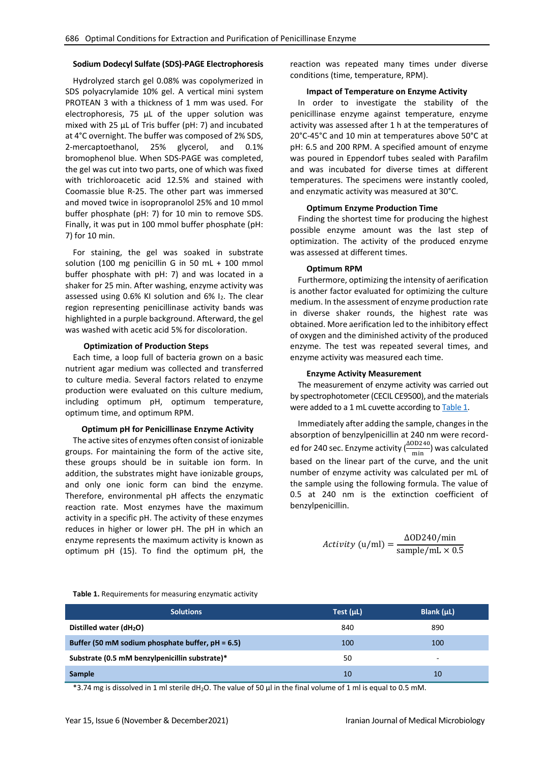### Sodium Dodecyl Sulfate (SDS)-PAGE Electrophoresis

Hydrolyzed starch gel 0.08% was copolymerized in SDS polyacrylamide 10% gel. A vertical mini system PROTEAN 3 with a thickness of 1 mm was used. For electrophoresis, 75 µL of the upper solution was mixed with 25 µL of Tris buffer (pH: 7) and incubated at 4°C overnight. The buffer was composed of 2% SDS, 2-mercaptoethanol, 25% glycerol, and 0.1% bromophenol blue. When SDS-PAGE was completed, the gel was cut into two parts, one of which was fixed with trichloroacetic acid 12.5% and stained with Coomassie blue R-25. The other part was immersed and moved twice in isopropranolol 25% and 10 mmol buffer phosphate (pH: 7) for 10 min to remove SDS. Finally, it was put in 100 mmol buffer phosphate (pH: 7) for 10 min.

For staining, the gel was soaked in substrate solution (100 mg penicillin G in 50 mL + 100 mmol buffer phosphate with pH: 7) and was located in a shaker for 25 min. After washing, enzyme activity was assessed using 0.6% KI solution and 6% $I_2$. The clear region representing penicillinase activity bands was highlighted in a purple background. Afterward, the gel was washed with acetic acid 5% for discoloration.

### Optimization of Production Steps

Each time, a loop full of bacteria grown on a basic nutrient agar medium was collected and transferred to culture media. Several factors related to enzyme production were evaluated on this culture medium, including optimum pH, optimum temperature, optimum time, and optimum RPM.

### Optimum pH for Penicillinase Enzyme Activity

The active sites of enzymes often consist of ionizable groups. For maintaining the form of the active site, these groups should be in suitable ion form. In addition, the substrates might have ionizable groups, and only one ionic form can bind the enzyme. Therefore, environmental pH affects the enzymatic reaction rate. Most enzymes have the maximum activity in a specific pH. The activity of these enzymes reduces in higher or lower pH. The pH in which an enzyme represents the maximum activity is known as optimum pH (15). To find the optimum pH, the reaction was repeated many times under diverse conditions (time, temperature, RPM).

### Impact of Temperature on Enzyme Activity

In order to investigate the stability of the penicillinase enzyme against temperature, enzyme activity was assessed after 1 h at the temperatures of 20°C-45°C and 10 min at temperatures above 50°C at pH: 6.5 and 200 RPM. A specified amount of enzyme was poured in Eppendorf tubes sealed with Parafilm and was incubated for diverse times at different temperatures. The specimens were instantly cooled, and enzymatic activity was measured at 30°C.

### Optimum Enzyme Production Time

Finding the shortest time for producing the highest possible enzyme amount was the last step of optimization. The activity of the produced enzyme was assessed at different times.

### Optimum RPM

Furthermore, optimizing the intensity of aerification is another factor evaluated for optimizing the culture medium. In the assessment of enzyme production rate in diverse shaker rounds, the highest rate was obtained. More aerification led to the inhibitory effect of oxygen and the diminished activity of the produced enzyme. The test was repeated several times, and enzyme activity was measured each time.

### Enzyme Activity Measurement

The measurement of enzyme activity was carried out by spectrophotometer (CECIL CE9500), and the materials were added to a 1 mL cuvette according to Table 1.

Immediately after adding the sample, changes in the absorption of benzylpenicillin at 240 nm were recorded for 240 sec. Enzyme activity ($\frac{\Delta OD240}{min}$) was calculated based on the linear part of the curve, and the unit number of enzyme activity was calculated per mL of the sample using the following formula. The value of 0.5 at 240 nm is the extinction coefficient of benzylpenicillin.

$$Activity\ (u/ml) = \frac{\Delta OD240/min}{sample/mL \times 0.5}$$

**Table 1.** Requirements for measuring enzymatic activity

| Solutions | Test (µL) | Blank (µL) |
|---|---|---|
| **Distilled water ($dH_2O$)** | 840 | 890 |
| **Buffer (50 mM sodium phosphate buffer, pH = 6.5)** | 100 | 100 |
| **Substrate (0.5 mM benzylpenicillin substrate)*** | 50 | - |
| **Sample** | 10 | 10 |

*3.74 mg is dissolved in 1 ml sterile $dH_2O$. The value of 50 µl in the final volume of 1 ml is equal to 0.5 mM.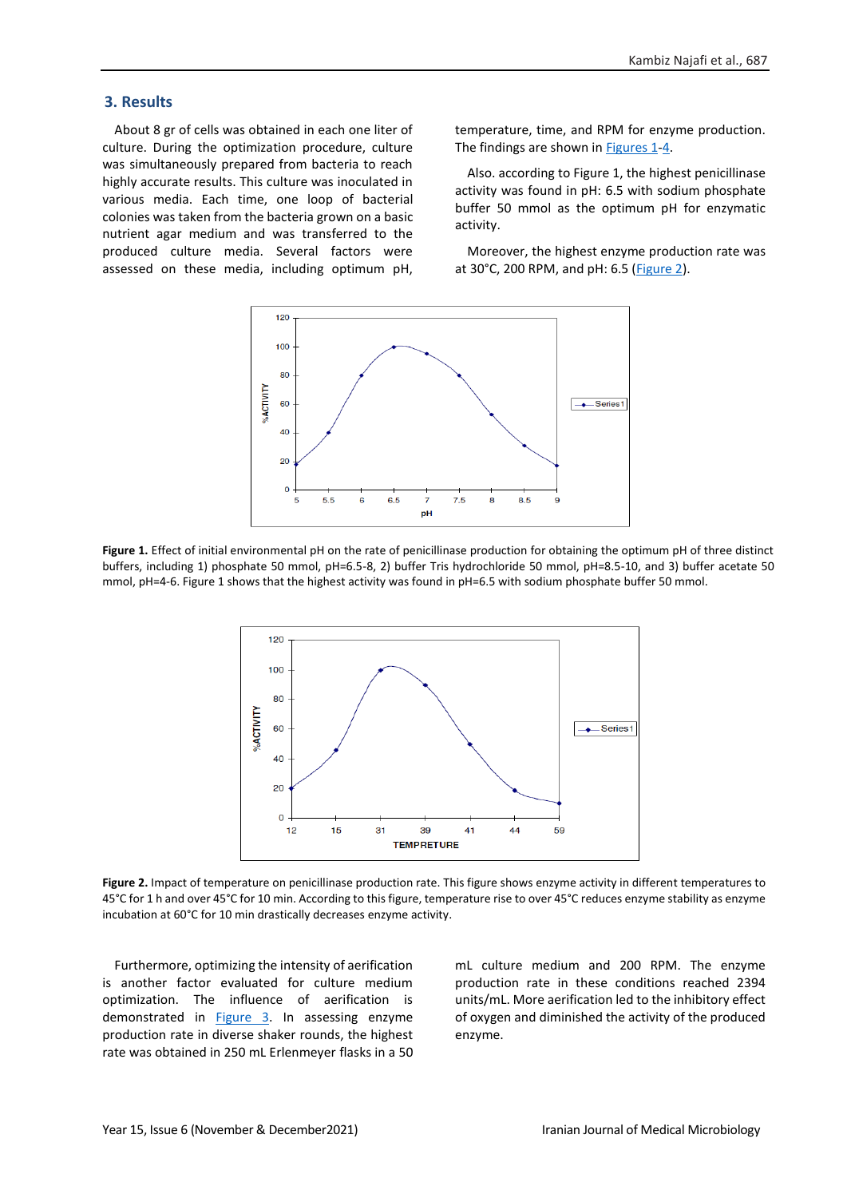## 3. Results

About 8 gr of cells was obtained in each one liter of culture. During the optimization procedure, culture was simultaneously prepared from bacteria to reach highly accurate results. This culture was inoculated in various media. Each time, one loop of bacterial colonies was taken from the bacteria grown on a basic nutrient agar medium and was transferred to the produced culture media. Several factors were assessed on these media, including optimum pH, temperature, time, and RPM for enzyme production. The findings are shown in Figures 1-4.

Also. according to Figure 1, the highest penicillinase activity was found in pH: 6.5 with sodium phosphate buffer 50 mmol as the optimum pH for enzymatic activity.

Moreover, the highest enzyme production rate was at 30°C, 200 RPM, and pH: 6.5 (Figure 2).

**Figure 1.** Effect of initial environmental pH on the rate of penicillinase production for obtaining the optimum pH of three distinct buffers, including 1) phosphate 50 mmol, pH=6.5-8, 2) buffer Tris hydrochloride 50 mmol, pH=8.5-10, and 3) buffer acetate 50 mmol, pH=4-6. Figure 1 shows that the highest activity was found in pH=6.5 with sodium phosphate buffer 50 mmol.

**Figure 2.** Impact of temperature on penicillinase production rate. This figure shows enzyme activity in different temperatures to 45°C for 1 h and over 45°C for 10 min. According to this figure, temperature rise to over 45°C reduces enzyme stability as enzyme incubation at 60°C for 10 min drastically decreases enzyme activity.

Furthermore, optimizing the intensity of aerification is another factor evaluated for culture medium optimization. The influence of aerification is demonstrated in Figure 3. In assessing enzyme production rate in diverse shaker rounds, the highest rate was obtained in 250 mL Erlenmeyer flasks in a 50 mL culture medium and 200 RPM. The enzyme production rate in these conditions reached 2394 units/mL. More aerification led to the inhibitory effect of oxygen and diminished the activity of the produced enzyme.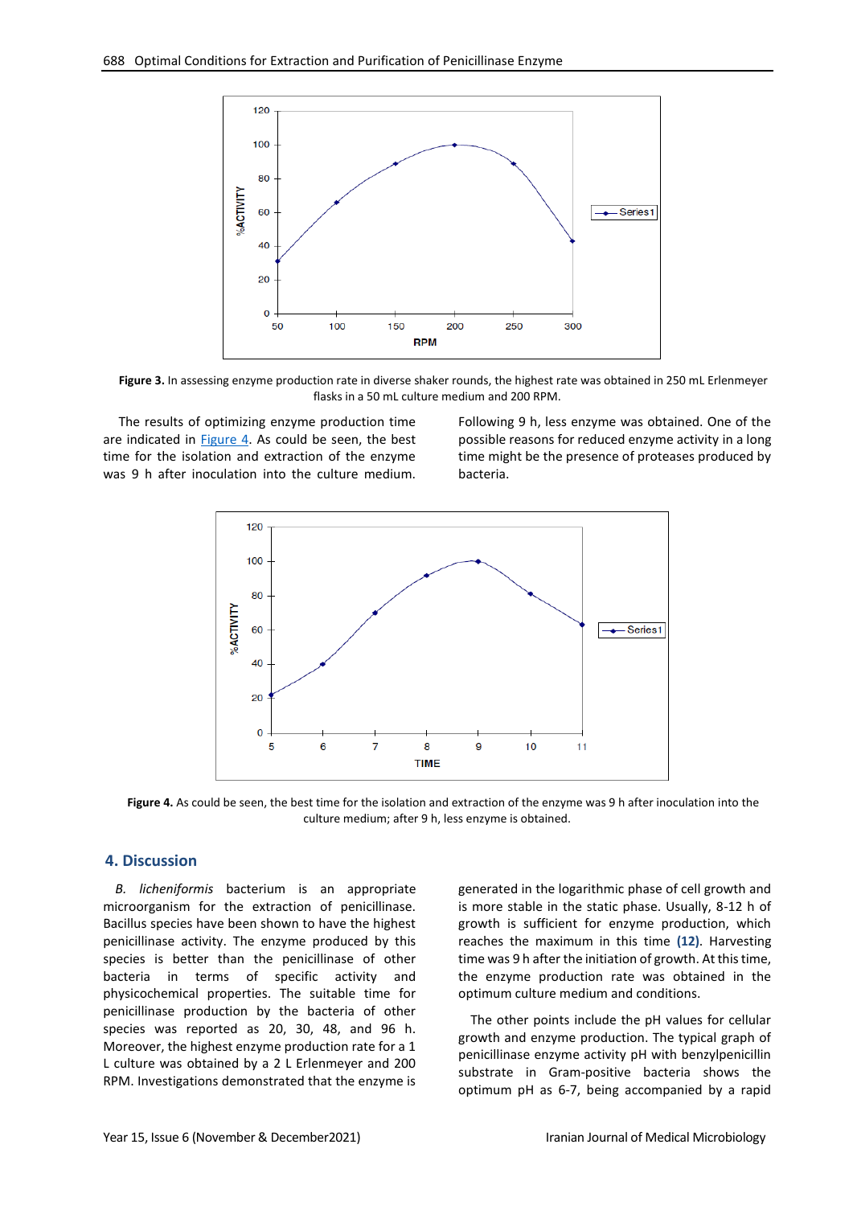Figure 3. In assessing enzyme production rate in diverse shaker rounds, the highest rate was obtained in 250 mL Erlenmeyer flasks in a 50 mL culture medium and 200 RPM.

The results of optimizing enzyme production time are indicated in Figure 4. As could be seen, the best time for the isolation and extraction of the enzyme was 9 h after inoculation into the culture medium. Following 9 h, less enzyme was obtained. One of the possible reasons for reduced enzyme activity in a long time might be the presence of proteases produced by bacteria.

Figure 4. As could be seen, the best time for the isolation and extraction of the enzyme was 9 h after inoculation into the culture medium; after 9 h, less enzyme is obtained.

## 4. Discussion

*B. licheniformis* bacterium is an appropriate microorganism for the extraction of penicillinase. Bacillus species have been shown to have the highest penicillinase activity. The enzyme produced by this species is better than the penicillinase of other bacteria in terms of specific activity and physicochemical properties. The suitable time for penicillinase production by the bacteria of other species was reported as 20, 30, 48, and 96 h. Moreover, the highest enzyme production rate for a 1 L culture was obtained by a 2 L Erlenmeyer and 200 RPM. Investigations demonstrated that the enzyme is generated in the logarithmic phase of cell growth and is more stable in the static phase. Usually, 8-12 h of growth is sufficient for enzyme production, which reaches the maximum in this time **(12)**. Harvesting time was 9 h after the initiation of growth. At this time, the enzyme production rate was obtained in the optimum culture medium and conditions.

The other points include the pH values for cellular growth and enzyme production. The typical graph of penicillinase enzyme activity pH with benzylpenicillin substrate in Gram-positive bacteria shows the optimum pH as 6-7, being accompanied by a rapid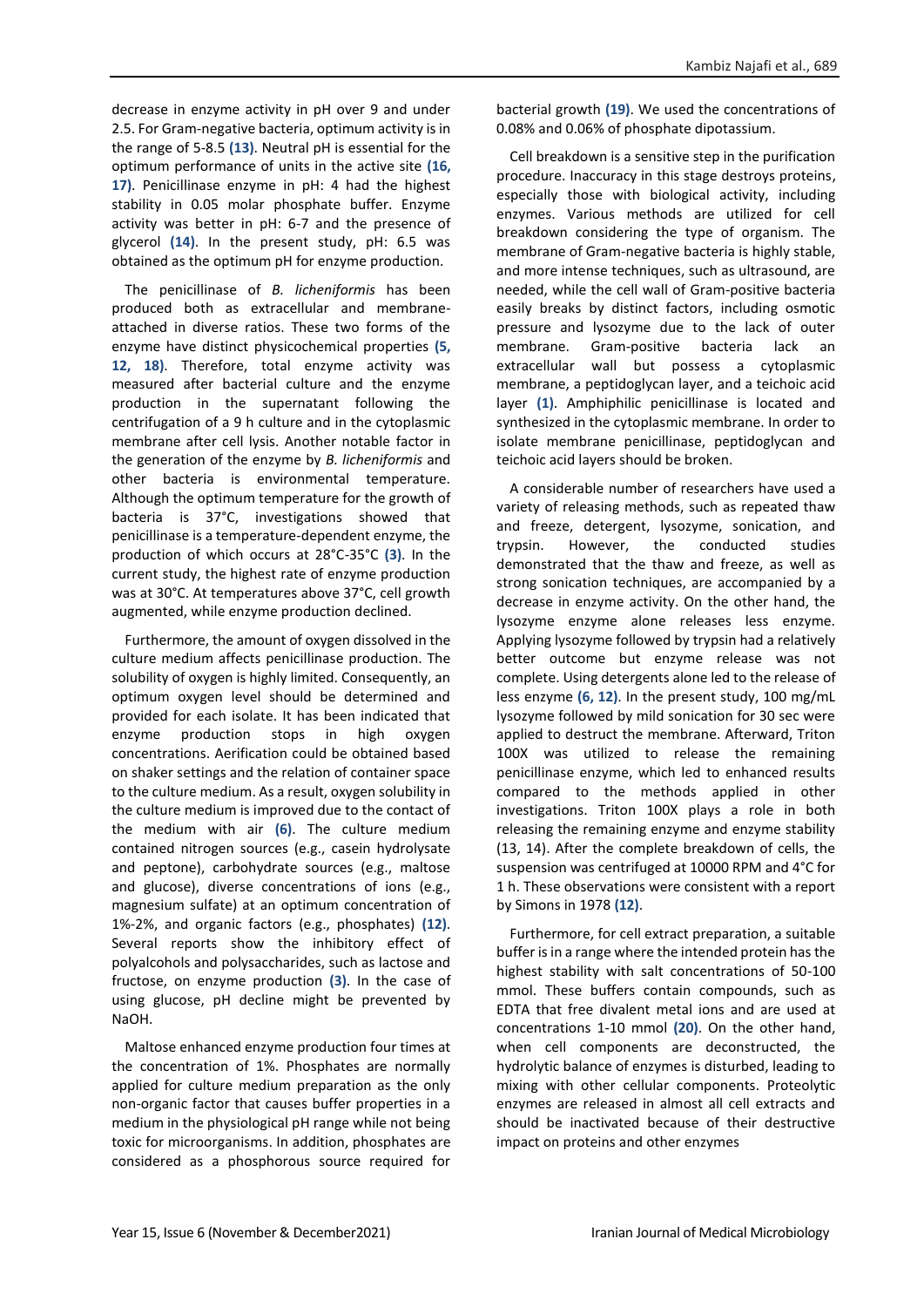decrease in enzyme activity in pH over 9 and under 2.5. For Gram-negative bacteria, optimum activity is in the range of 5-8.5 **(13)**. Neutral pH is essential for the optimum performance of units in the active site **(16, 17)**. Penicillinase enzyme in pH: 4 had the highest stability in 0.05 molar phosphate buffer. Enzyme activity was better in pH: 6-7 and the presence of glycerol **(14)**. In the present study, pH: 6.5 was obtained as the optimum pH for enzyme production.

The penicillinase of *B. licheniformis* has been produced both as extracellular and membrane-attached in diverse ratios. These two forms of the enzyme have distinct physicochemical properties **(5, 12, 18)**. Therefore, total enzyme activity was measured after bacterial culture and the enzyme production in the supernatant following the centrifugation of a 9 h culture and in the cytoplasmic membrane after cell lysis. Another notable factor in the generation of the enzyme by *B. licheniformis* and other bacteria is environmental temperature. Although the optimum temperature for the growth of bacteria is 37°C, investigations showed that penicillinase is a temperature-dependent enzyme, the production of which occurs at 28°C-35°C **(3)**. In the current study, the highest rate of enzyme production was at 30°C. At temperatures above 37°C, cell growth augmented, while enzyme production declined.

Furthermore, the amount of oxygen dissolved in the culture medium affects penicillinase production. The solubility of oxygen is highly limited. Consequently, an optimum oxygen level should be determined and provided for each isolate. It has been indicated that enzyme production stops in high oxygen concentrations. Aerification could be obtained based on shaker settings and the relation of container space to the culture medium. As a result, oxygen solubility in the culture medium is improved due to the contact of the medium with air **(6)**. The culture medium contained nitrogen sources (e.g., casein hydrolysate and peptone), carbohydrate sources (e.g., maltose and glucose), diverse concentrations of ions (e.g., magnesium sulfate) at an optimum concentration of 1%-2%, and organic factors (e.g., phosphates) **(12)**. Several reports show the inhibitory effect of polyalcohols and polysaccharides, such as lactose and fructose, on enzyme production **(3)**. In the case of using glucose, pH decline might be prevented by NaOH.

Maltose enhanced enzyme production four times at the concentration of 1%. Phosphates are normally applied for culture medium preparation as the only non-organic factor that causes buffer properties in a medium in the physiological pH range while not being toxic for microorganisms. In addition, phosphates are considered as a phosphorous source required for bacterial growth **(19)**. We used the concentrations of 0.08% and 0.06% of phosphate dipotassium.

Cell breakdown is a sensitive step in the purification procedure. Inaccuracy in this stage destroys proteins, especially those with biological activity, including enzymes. Various methods are utilized for cell breakdown considering the type of organism. The membrane of Gram-negative bacteria is highly stable, and more intense techniques, such as ultrasound, are needed, while the cell wall of Gram-positive bacteria easily breaks by distinct factors, including osmotic pressure and lysozyme due to the lack of outer membrane. Gram-positive bacteria lack an extracellular wall but possess a cytoplasmic membrane, a peptidoglycan layer, and a teichoic acid layer **(1)**. Amphiphilic penicillinase is located and synthesized in the cytoplasmic membrane. In order to isolate membrane penicillinase, peptidoglycan and teichoic acid layers should be broken.

A considerable number of researchers have used a variety of releasing methods, such as repeated thaw and freeze, detergent, lysozyme, sonication, and trypsin. However, the conducted studies demonstrated that the thaw and freeze, as well as strong sonication techniques, are accompanied by a decrease in enzyme activity. On the other hand, the lysozyme enzyme alone releases less enzyme. Applying lysozyme followed by trypsin had a relatively better outcome but enzyme release was not complete. Using detergents alone led to the release of less enzyme **(6, 12)**. In the present study, 100 mg/mL lysozyme followed by mild sonication for 30 sec were applied to destruct the membrane. Afterward, Triton 100X was utilized to release the remaining penicillinase enzyme, which led to enhanced results compared to the methods applied in other investigations. Triton 100X plays a role in both releasing the remaining enzyme and enzyme stability (13, 14). After the complete breakdown of cells, the suspension was centrifuged at 10000 RPM and 4°C for 1 h. These observations were consistent with a report by Simons in 1978 **(12)**.

Furthermore, for cell extract preparation, a suitable buffer is in a range where the intended protein has the highest stability with salt concentrations of 50-100 mmol. These buffers contain compounds, such as EDTA that free divalent metal ions and are used at concentrations 1-10 mmol **(20)**. On the other hand, when cell components are deconstructed, the hydrolytic balance of enzymes is disturbed, leading to mixing with other cellular components. Proteolytic enzymes are released in almost all cell extracts and should be inactivated because of their destructive impact on proteins and other enzymes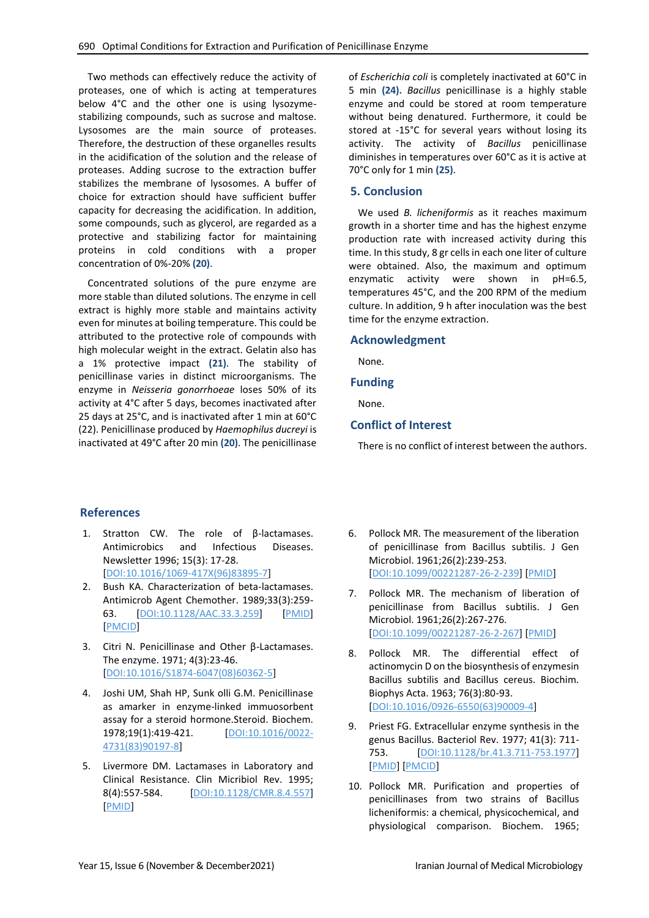Two methods can effectively reduce the activity of proteases, one of which is acting at temperatures below 4°C and the other one is using lysozyme-stabilizing compounds, such as sucrose and maltose. Lysosomes are the main source of proteases. Therefore, the destruction of these organelles results in the acidification of the solution and the release of proteases. Adding sucrose to the extraction buffer stabilizes the membrane of lysosomes. A buffer of choice for extraction should have sufficient buffer capacity for decreasing the acidification. In addition, some compounds, such as glycerol, are regarded as a protective and stabilizing factor for maintaining proteins in cold conditions with a proper concentration of 0%-20% **(20)**.

Concentrated solutions of the pure enzyme are more stable than diluted solutions. The enzyme in cell extract is highly more stable and maintains activity even for minutes at boiling temperature. This could be attributed to the protective role of compounds with high molecular weight in the extract. Gelatin also has a 1% protective impact **(21)**. The stability of penicillinase varies in distinct microorganisms. The enzyme in *Neisseria gonorrhoeae* loses 50% of its activity at 4°C after 5 days, becomes inactivated after 25 days at 25°C, and is inactivated after 1 min at 60°C (22). Penicillinase produced by *Haemophilus ducreyi* is inactivated at 49°C after 20 min **(20)**. The penicillinase of *Escherichia coli* is completely inactivated at 60°C in 5 min **(24)**. *Bacillus* penicillinase is a highly stable enzyme and could be stored at room temperature without being denatured. Furthermore, it could be stored at -15°C for several years without losing its activity. The activity of *Bacillus* penicillinase diminishes in temperatures over 60°C as it is active at 70°C only for 1 min **(25)**.

## 5. Conclusion

We used *B. licheniformis* as it reaches maximum growth in a shorter time and has the highest enzyme production rate with increased activity during this time. In this study, 8 gr cells in each one liter of culture were obtained. Also, the maximum and optimum enzymatic activity were shown in pH=6.5, temperatures 45°C, and the 200 RPM of the medium culture. In addition, 9 h after inoculation was the best time for the enzyme extraction.

## Acknowledgment

None.

## Funding

None.

## Conflict of Interest

There is no conflict of interest between the authors.

## References

1. Stratton CW. The role of β-lactamases. Antimicrobics and Infectious Diseases. Newsletter 1996; 15(3): 17-28. [DOI:10.1016/1069-417X(96)83895-7]
2. Bush KA. Characterization of beta-lactamases. Antimicrob Agent Chemother. 1989;33(3):259-63. [DOI:10.1128/AAC.33.3.259] [PMID] [PMCID]
3. Citri N. Penicillinase and Other β-Lactamases. The enzyme. 1971; 4(3):23-46. [DOI:10.1016/S1874-6047(08)60362-5]
4. Joshi UM, Shah HP, Sunk olli G.M. Penicillinase as amarker in enzyme-linked immuosorbent assay for a steroid hormone.Steroid. Biochem. 1978;19(1):419-421. [DOI:10.1016/0022-4731(83)90197-8]
5. Livermore DM. Lactamases in Laboratory and Clinical Resistance. Clin Micribiol Rev. 1995; 8(4):557-584. [DOI:10.1128/CMR.8.4.557] [PMID]
6. Pollock MR. The measurement of the liberation of penicillinase from Bacillus subtilis. J Gen Microbiol. 1961;26(2):239-253. [DOI:10.1099/00221287-26-2-239] [PMID]
7. Pollock MR. The mechanism of liberation of penicillinase from Bacillus subtilis. J Gen Microbiol. 1961;26(2):267-276. [DOI:10.1099/00221287-26-2-267] [PMID]
8. Pollock MR. The differential effect of actinomycin D on the biosynthesis of enzymesin Bacillus subtilis and Bacillus cereus. Biochim. Biophys Acta. 1963; 76(3):80-93. [DOI:10.1016/0926-6550(63)90009-4]
9. Priest FG. Extracellular enzyme synthesis in the genus Bacillus. Bacteriol Rev. 1977; 41(3): 711-753. [DOI:10.1128/br.41.3.711-753.1977] [PMID] [PMCID]
10. Pollock MR. Purification and properties of penicillinases from two strains of Bacillus licheniformis: a chemical, physicochemical, and physiological comparison. Biochem. 1965;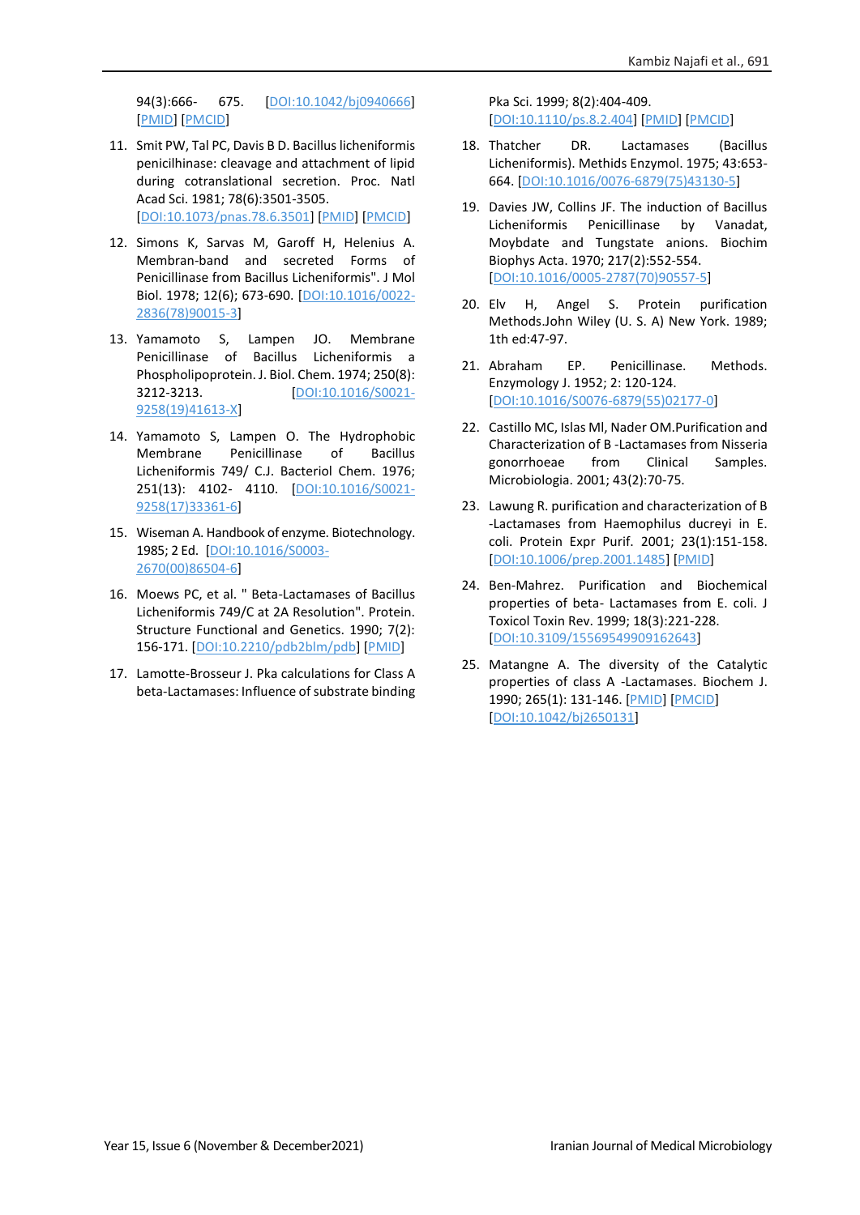94(3):666- 675. [DOI:10.1042/bj0940666] [PMID] [PMCID]

11. Smit PW, Tal PC, Davis B D. Bacillus licheniformis penicilhinase: cleavage and attachment of lipid during cotranslational secretion. Proc. Natl Acad Sci. 1981; 78(6):3501-3505. [DOI:10.1073/pnas.78.6.3501] [PMID] [PMCID]

12. Simons K, Sarvas M, Garoff H, Helenius A. Membran-band and secreted Forms of Penicillinase from Bacillus Licheniformis". J Mol Biol. 1978; 12(6); 673-690. [DOI:10.1016/0022-2836(78)90015-3]

13. Yamamoto S, Lampen JO. Membrane Penicillinase of Bacillus Licheniformis a Phospholipoprotein. J. Biol. Chem. 1974; 250(8): 3212-3213. [DOI:10.1016/S0021-9258(19)41613-X]

14. Yamamoto S, Lampen O. The Hydrophobic Membrane Penicillinase of Bacillus Licheniformis 749/ C.J. Bacteriol Chem. 1976; 251(13): 4102- 4110. [DOI:10.1016/S0021-9258(17)33361-6]

15. Wiseman A. Handbook of enzyme. Biotechnology. 1985; 2 Ed. [DOI:10.1016/S0003-2670(00)86504-6]

16. Moews PC, et al. " Beta-Lactamases of Bacillus Licheniformis 749/C at 2A Resolution". Protein. Structure Functional and Genetics. 1990; 7(2): 156-171. [DOI:10.2210/pdb2blm/pdb] [PMID]

17. Lamotte-Brosseur J. Pka calculations for Class A beta-Lactamases: Influence of substrate binding Pka Sci. 1999; 8(2):404-409. [DOI:10.1110/ps.8.2.404] [PMID] [PMCID]

18. Thatcher DR. Lactamases (Bacillus Licheniformis). Methids Enzymol. 1975; 43:653-664. [DOI:10.1016/0076-6879(75)43130-5]

19. Davies JW, Collins JF. The induction of Bacillus Licheniformis Penicillinase by Vanadat, Moybdate and Tungstate anions. Biochim Biophys Acta. 1970; 217(2):552-554. [DOI:10.1016/0005-2787(70)90557-5]

20. Elv H, Angel S. Protein purification Methods.John Wiley (U. S. A) New York. 1989; 1th ed:47-97.

21. Abraham EP. Penicillinase. Methods. Enzymology J. 1952; 2: 120-124. [DOI:10.1016/S0076-6879(55)02177-0]

22. Castillo MC, Islas MI, Nader OM.Purification and Characterization of B -Lactamases from Nisseria gonorrhoeae from Clinical Samples. Microbiologia. 2001; 43(2):70-75.

23. Lawung R. purification and characterization of B -Lactamases from Haemophilus ducreyi in E. coli. Protein Expr Purif. 2001; 23(1):151-158. [DOI:10.1006/prep.2001.1485] [PMID]

24. Ben-Mahrez. Purification and Biochemical properties of beta- Lactamases from E. coli. J Toxicol Toxin Rev. 1999; 18(3):221-228. [DOI:10.3109/15569549909162643]

25. Matangne A. The diversity of the Catalytic properties of class A -Lactamases. Biochem J. 1990; 265(1): 131-146. [PMID] [PMCID] [DOI:10.1042/bj2650131]